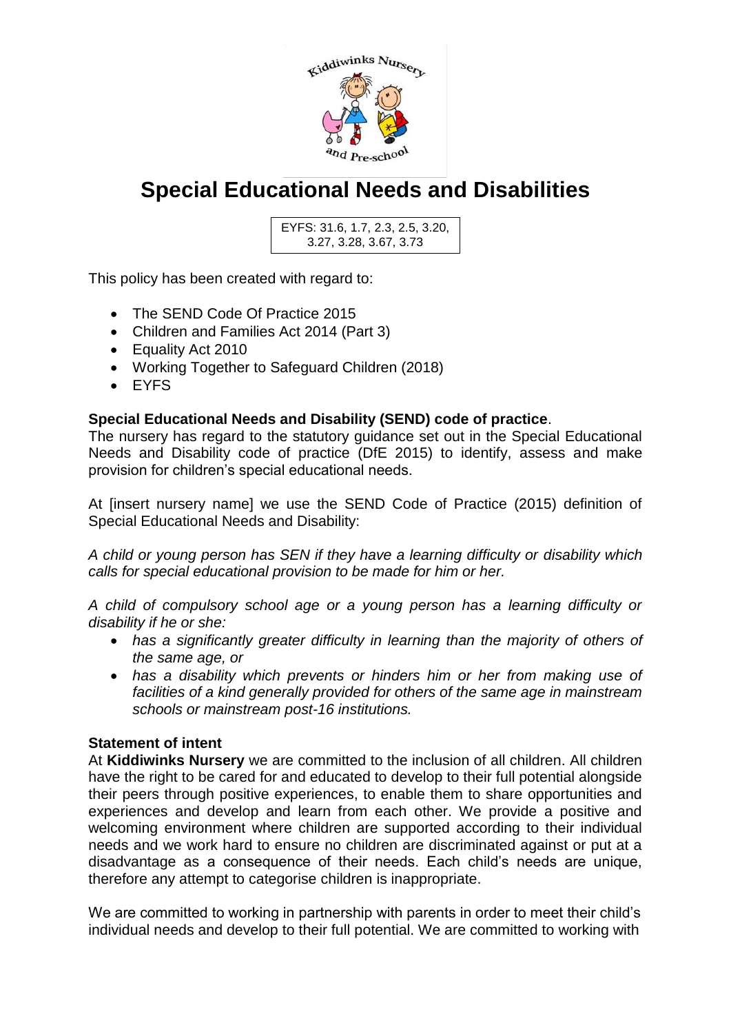# Special Educational Needs and Disabilities

EYFS: 31.6, 1.7, 2.3, 2.5, 3.20, 3.27, 3.28, 3.67, 3.73

This policy has been created with regard to:

- The SEND Code Of Practice 2015
- Children and Families Act 2014 (Part 3)
- Equality Act 2010
- Working Together to Safeguard Children (2018)
- EYFS

**Special Educational Needs and Disability (SEND) code of practice**.
The nursery has regard to the statutory guidance set out in the Special Educational Needs and Disability code of practice (DfE 2015) to identify, assess and make provision for children's special educational needs.

At [insert nursery name] we use the SEND Code of Practice (2015) definition of Special Educational Needs and Disability:

*A child or young person has SEN if they have a learning difficulty or disability which calls for special educational provision to be made for him or her.*

*A child of compulsory school age or a young person has a learning difficulty or disability if he or she:*

- *has a significantly greater difficulty in learning than the majority of others of the same age, or*
- *has a disability which prevents or hinders him or her from making use of facilities of a kind generally provided for others of the same age in mainstream schools or mainstream post-16 institutions.*

**Statement of intent**
At **Kiddiwinks Nursery** we are committed to the inclusion of all children. All children have the right to be cared for and educated to develop to their full potential alongside their peers through positive experiences, to enable them to share opportunities and experiences and develop and learn from each other. We provide a positive and welcoming environment where children are supported according to their individual needs and we work hard to ensure no children are discriminated against or put at a disadvantage as a consequence of their needs. Each child's needs are unique, therefore any attempt to categorise children is inappropriate.

We are committed to working in partnership with parents in order to meet their child's individual needs and develop to their full potential. We are committed to working with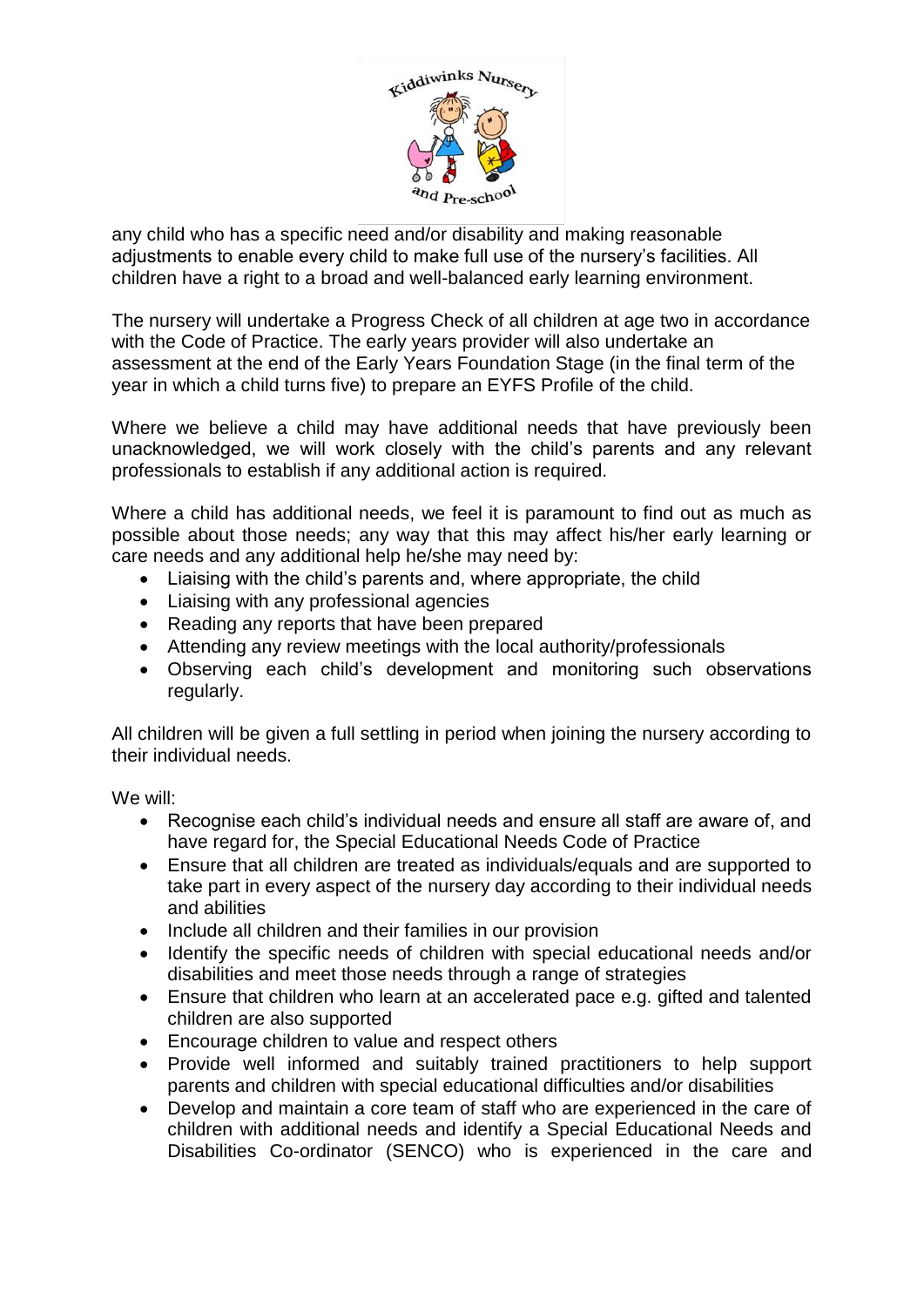any child who has a specific need and/or disability and making reasonable adjustments to enable every child to make full use of the nursery's facilities. All children have a right to a broad and well-balanced early learning environment.

The nursery will undertake a Progress Check of all children at age two in accordance with the Code of Practice. The early years provider will also undertake an assessment at the end of the Early Years Foundation Stage (in the final term of the year in which a child turns five) to prepare an EYFS Profile of the child.

Where we believe a child may have additional needs that have previously been unacknowledged, we will work closely with the child's parents and any relevant professionals to establish if any additional action is required.

Where a child has additional needs, we feel it is paramount to find out as much as possible about those needs; any way that this may affect his/her early learning or care needs and any additional help he/she may need by:

- Liaising with the child's parents and, where appropriate, the child
- Liaising with any professional agencies
- Reading any reports that have been prepared
- Attending any review meetings with the local authority/professionals
- Observing each child's development and monitoring such observations regularly.

All children will be given a full settling in period when joining the nursery according to their individual needs.

We will:

- Recognise each child's individual needs and ensure all staff are aware of, and have regard for, the Special Educational Needs Code of Practice
- Ensure that all children are treated as individuals/equals and are supported to take part in every aspect of the nursery day according to their individual needs and abilities
- Include all children and their families in our provision
- Identify the specific needs of children with special educational needs and/or disabilities and meet those needs through a range of strategies
- Ensure that children who learn at an accelerated pace e.g. gifted and talented children are also supported
- Encourage children to value and respect others
- Provide well informed and suitably trained practitioners to help support parents and children with special educational difficulties and/or disabilities
- Develop and maintain a core team of staff who are experienced in the care of children with additional needs and identify a Special Educational Needs and Disabilities Co-ordinator (SENCO) who is experienced in the care and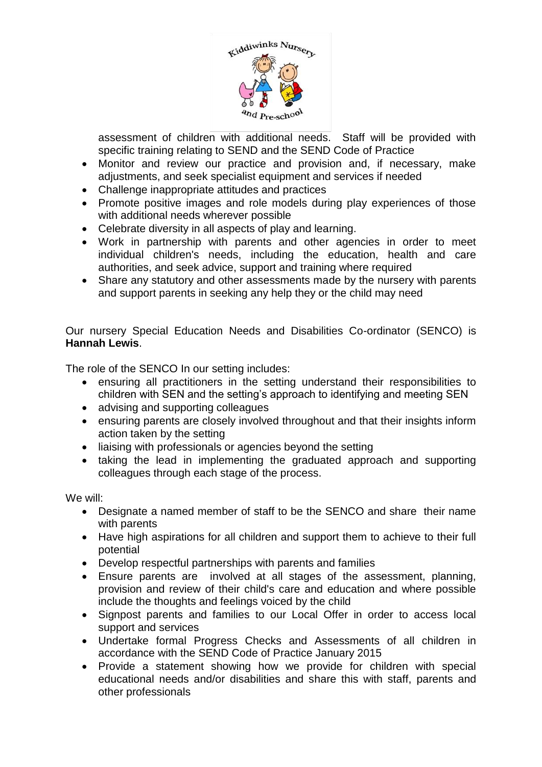assessment of children with additional needs. Staff will be provided with specific training relating to SEND and the SEND Code of Practice
- Monitor and review our practice and provision and, if necessary, make adjustments, and seek specialist equipment and services if needed
- Challenge inappropriate attitudes and practices
- Promote positive images and role models during play experiences of those with additional needs wherever possible
- Celebrate diversity in all aspects of play and learning.
- Work in partnership with parents and other agencies in order to meet individual children's needs, including the education, health and care authorities, and seek advice, support and training where required
- Share any statutory and other assessments made by the nursery with parents and support parents in seeking any help they or the child may need

Our nursery Special Education Needs and Disabilities Co-ordinator (SENCO) is **Hannah Lewis**.

The role of the SENCO In our setting includes:
- ensuring all practitioners in the setting understand their responsibilities to children with SEN and the setting's approach to identifying and meeting SEN
- advising and supporting colleagues
- ensuring parents are closely involved throughout and that their insights inform action taken by the setting
- liaising with professionals or agencies beyond the setting
- taking the lead in implementing the graduated approach and supporting colleagues through each stage of the process.

We will:
- Designate a named member of staff to be the SENCO and share their name with parents
- Have high aspirations for all children and support them to achieve to their full potential
- Develop respectful partnerships with parents and families
- Ensure parents are involved at all stages of the assessment, planning, provision and review of their child's care and education and where possible include the thoughts and feelings voiced by the child
- Signpost parents and families to our Local Offer in order to access local support and services
- Undertake formal Progress Checks and Assessments of all children in accordance with the SEND Code of Practice January 2015
- Provide a statement showing how we provide for children with special educational needs and/or disabilities and share this with staff, parents and other professionals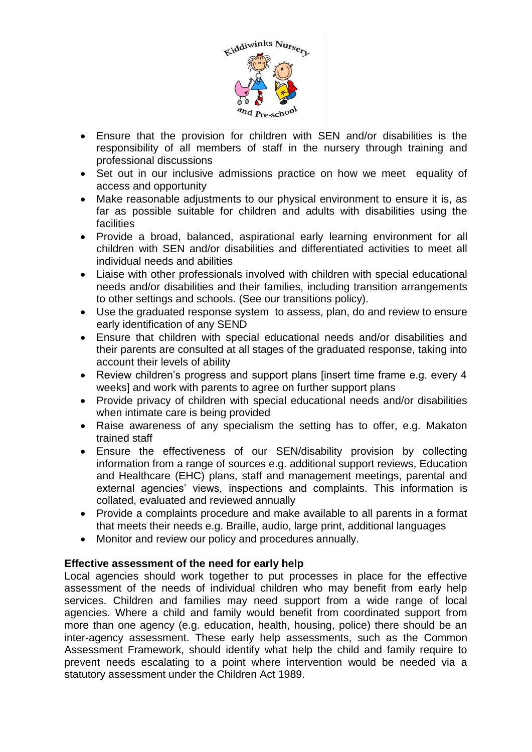- Ensure that the provision for children with SEN and/or disabilities is the responsibility of all members of staff in the nursery through training and professional discussions
- Set out in our inclusive admissions practice on how we meet equality of access and opportunity
- Make reasonable adjustments to our physical environment to ensure it is, as far as possible suitable for children and adults with disabilities using the facilities
- Provide a broad, balanced, aspirational early learning environment for all children with SEN and/or disabilities and differentiated activities to meet all individual needs and abilities
- Liaise with other professionals involved with children with special educational needs and/or disabilities and their families, including transition arrangements to other settings and schools. (See our transitions policy).
- Use the graduated response system to assess, plan, do and review to ensure early identification of any SEND
- Ensure that children with special educational needs and/or disabilities and their parents are consulted at all stages of the graduated response, taking into account their levels of ability
- Review children's progress and support plans [insert time frame e.g. every 4 weeks] and work with parents to agree on further support plans
- Provide privacy of children with special educational needs and/or disabilities when intimate care is being provided
- Raise awareness of any specialism the setting has to offer, e.g. Makaton trained staff
- Ensure the effectiveness of our SEN/disability provision by collecting information from a range of sources e.g. additional support reviews, Education and Healthcare (EHC) plans, staff and management meetings, parental and external agencies' views, inspections and complaints. This information is collated, evaluated and reviewed annually
- Provide a complaints procedure and make available to all parents in a format that meets their needs e.g. Braille, audio, large print, additional languages
- Monitor and review our policy and procedures annually.

**Effective assessment of the need for early help**

Local agencies should work together to put processes in place for the effective assessment of the needs of individual children who may benefit from early help services. Children and families may need support from a wide range of local agencies. Where a child and family would benefit from coordinated support from more than one agency (e.g. education, health, housing, police) there should be an inter-agency assessment. These early help assessments, such as the Common Assessment Framework, should identify what help the child and family require to prevent needs escalating to a point where intervention would be needed via a statutory assessment under the Children Act 1989.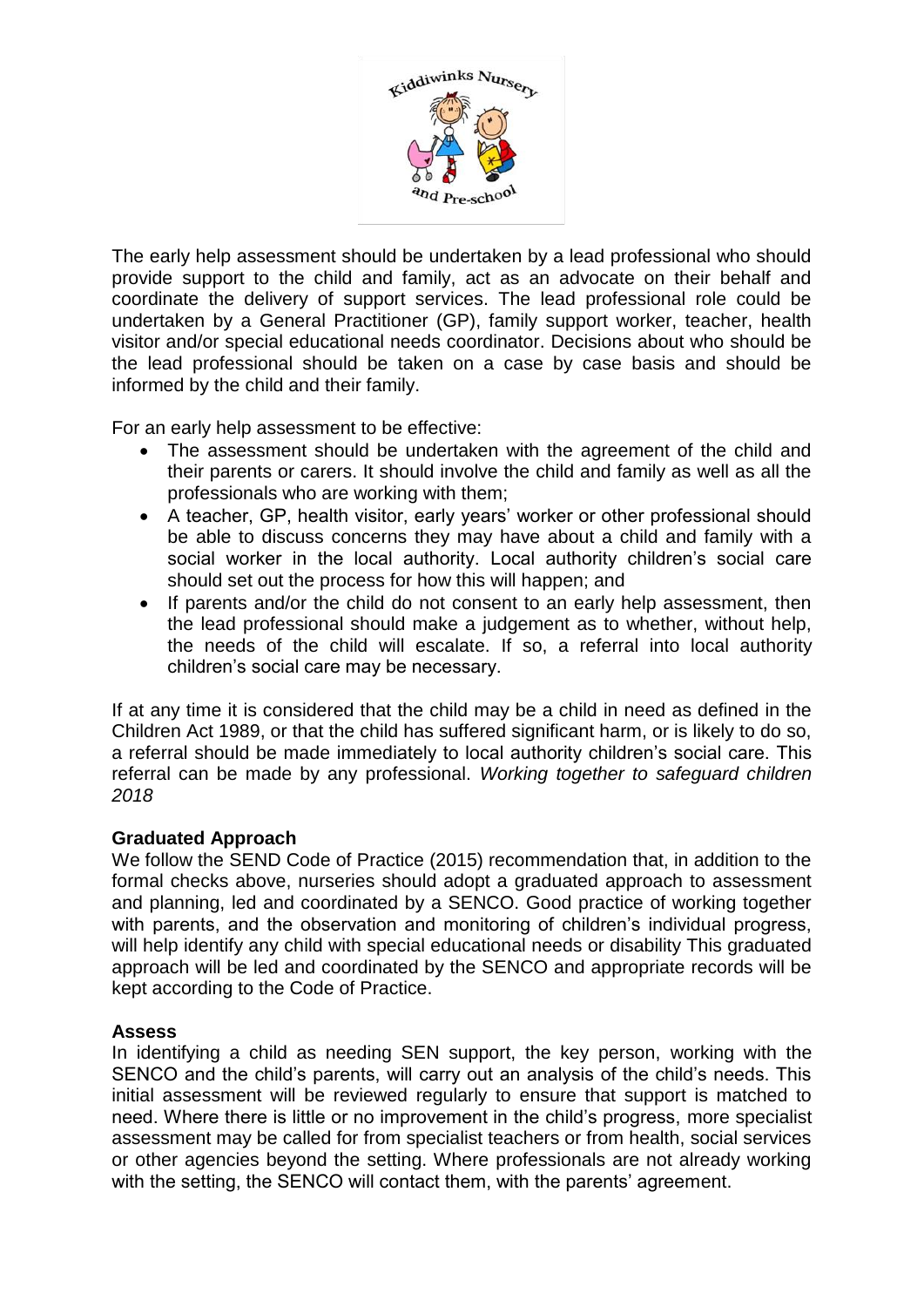The early help assessment should be undertaken by a lead professional who should provide support to the child and family, act as an advocate on their behalf and coordinate the delivery of support services. The lead professional role could be undertaken by a General Practitioner (GP), family support worker, teacher, health visitor and/or special educational needs coordinator. Decisions about who should be the lead professional should be taken on a case by case basis and should be informed by the child and their family.

For an early help assessment to be effective:

- The assessment should be undertaken with the agreement of the child and their parents or carers. It should involve the child and family as well as all the professionals who are working with them;
- A teacher, GP, health visitor, early years' worker or other professional should be able to discuss concerns they may have about a child and family with a social worker in the local authority. Local authority children's social care should set out the process for how this will happen; and
- If parents and/or the child do not consent to an early help assessment, then the lead professional should make a judgement as to whether, without help, the needs of the child will escalate. If so, a referral into local authority children's social care may be necessary.

If at any time it is considered that the child may be a child in need as defined in the Children Act 1989, or that the child has suffered significant harm, or is likely to do so, a referral should be made immediately to local authority children's social care. This referral can be made by any professional. *Working together to safeguard children 2018*

**Graduated Approach**

We follow the SEND Code of Practice (2015) recommendation that, in addition to the formal checks above, nurseries should adopt a graduated approach to assessment and planning, led and coordinated by a SENCO. Good practice of working together with parents, and the observation and monitoring of children's individual progress, will help identify any child with special educational needs or disability This graduated approach will be led and coordinated by the SENCO and appropriate records will be kept according to the Code of Practice.

**Assess**

In identifying a child as needing SEN support, the key person, working with the SENCO and the child's parents, will carry out an analysis of the child's needs. This initial assessment will be reviewed regularly to ensure that support is matched to need. Where there is little or no improvement in the child's progress, more specialist assessment may be called for from specialist teachers or from health, social services or other agencies beyond the setting. Where professionals are not already working with the setting, the SENCO will contact them, with the parents' agreement.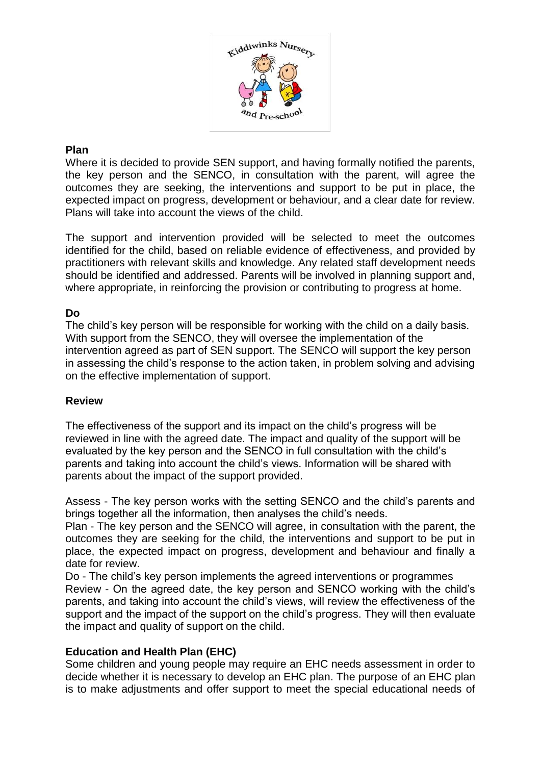### Plan

Where it is decided to provide SEN support, and having formally notified the parents, the key person and the SENCO, in consultation with the parent, will agree the outcomes they are seeking, the interventions and support to be put in place, the expected impact on progress, development or behaviour, and a clear date for review. Plans will take into account the views of the child.

The support and intervention provided will be selected to meet the outcomes identified for the child, based on reliable evidence of effectiveness, and provided by practitioners with relevant skills and knowledge. Any related staff development needs should be identified and addressed. Parents will be involved in planning support and, where appropriate, in reinforcing the provision or contributing to progress at home.

### Do

The child's key person will be responsible for working with the child on a daily basis. With support from the SENCO, they will oversee the implementation of the intervention agreed as part of SEN support. The SENCO will support the key person in assessing the child's response to the action taken, in problem solving and advising on the effective implementation of support.

### Review

The effectiveness of the support and its impact on the child's progress will be reviewed in line with the agreed date. The impact and quality of the support will be evaluated by the key person and the SENCO in full consultation with the child's parents and taking into account the child's views. Information will be shared with parents about the impact of the support provided.

Assess - The key person works with the setting SENCO and the child's parents and brings together all the information, then analyses the child's needs.
Plan - The key person and the SENCO will agree, in consultation with the parent, the outcomes they are seeking for the child, the interventions and support to be put in place, the expected impact on progress, development and behaviour and finally a date for review.
Do - The child's key person implements the agreed interventions or programmes
Review - On the agreed date, the key person and SENCO working with the child's parents, and taking into account the child's views, will review the effectiveness of the support and the impact of the support on the child's progress. They will then evaluate the impact and quality of support on the child.

### Education and Health Plan (EHC)

Some children and young people may require an EHC needs assessment in order to decide whether it is necessary to develop an EHC plan. The purpose of an EHC plan is to make adjustments and offer support to meet the special educational needs of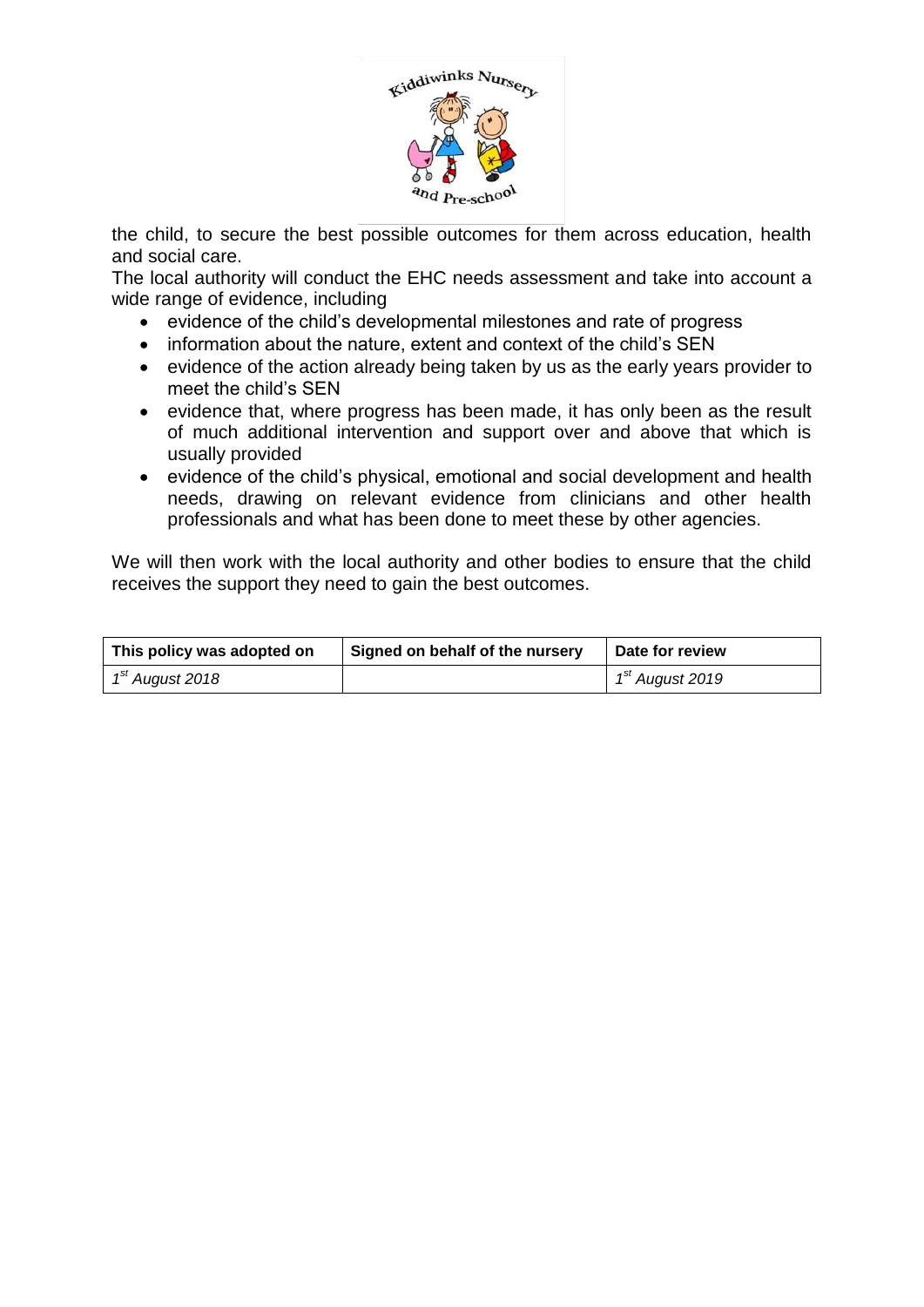the child, to secure the best possible outcomes for them across education, health and social care.

The local authority will conduct the EHC needs assessment and take into account a wide range of evidence, including

- evidence of the child's developmental milestones and rate of progress
- information about the nature, extent and context of the child's SEN
- evidence of the action already being taken by us as the early years provider to meet the child's SEN
- evidence that, where progress has been made, it has only been as the result of much additional intervention and support over and above that which is usually provided
- evidence of the child's physical, emotional and social development and health needs, drawing on relevant evidence from clinicians and other health professionals and what has been done to meet these by other agencies.

We will then work with the local authority and other bodies to ensure that the child receives the support they need to gain the best outcomes.

| This policy was adopted on | Signed on behalf of the nursery | Date for review |
| --- | --- | --- |
| *1st August 2018* | | *1st August 2019* |